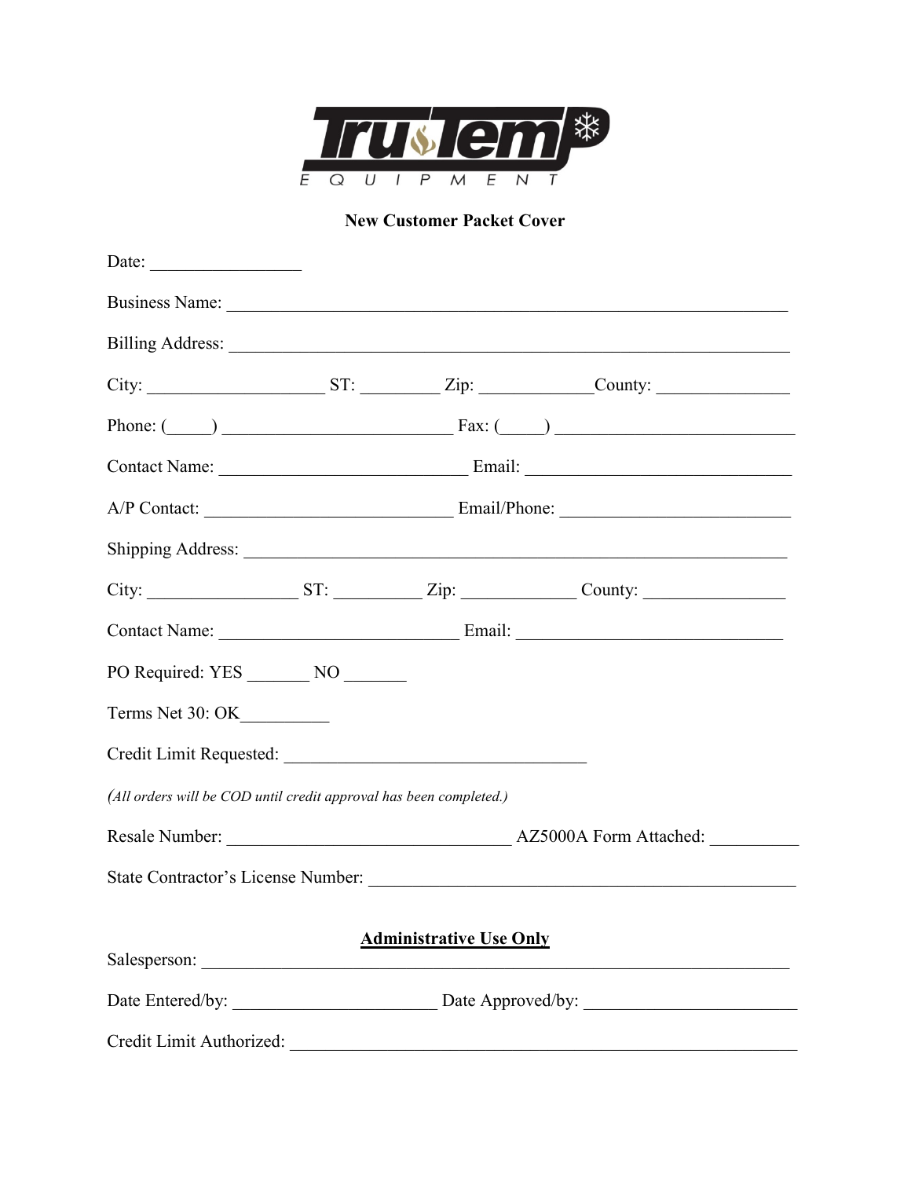Tru Temp
EQUIPMENT

**New Customer Packet Cover**

Date: _________________

Business Name: ___________________________________________________________________

Billing Address: ___________________________________________________________________

City: ____________________ ST: _________ Zip: _____________County: _______________

Phone: (_____) _________________________ Fax: (_____) __________________________

Contact Name: ____________________________ Email: ______________________________

A/P Contact: ____________________________ Email/Phone: _________________________

Shipping Address: _________________________________________________________________

City: _________________ ST: __________ Zip: _____________ County: ________________

Contact Name: ____________________________ Email: ______________________________

PO Required: YES _______ NO _______

Terms Net 30: OK__________

Credit Limit Requested: __________________________________

*(All orders will be COD until credit approval has been completed.)*

Resale Number: ________________________________ AZ5000A Form Attached: __________

State Contractor's License Number: ________________________________________________

**<u>Administrative Use Only</u>**

Salesperson: ______________________________________________________________________

Date Entered/by: _______________________ Date Approved/by: ________________________

Credit Limit Authorized: ____________________________________________________________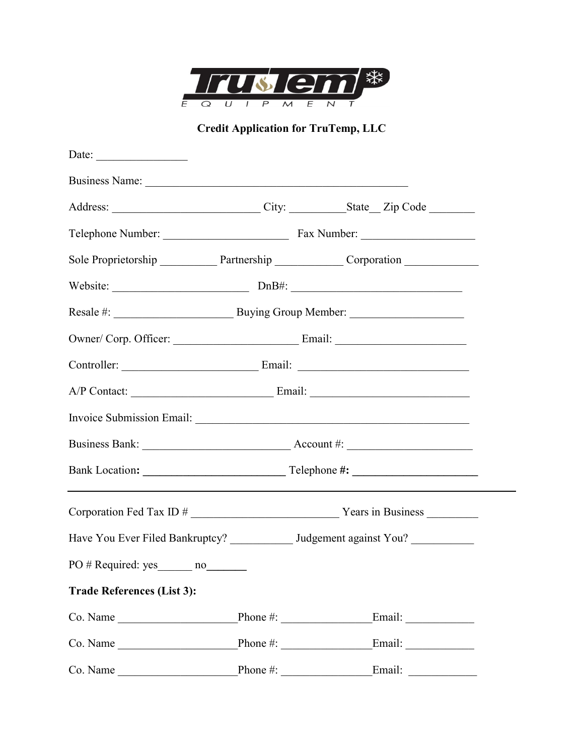**Credit Application for TruTemp, LLC**

Date: ________________

Business Name: ___________________________________________________

Address: __________________________ City: __________State__ Zip Code ________

Telephone Number: ______________________ Fax Number: ___________________

Sole Proprietorship __________ Partnership ____________ Corporation _____________

Website: ________________________ DnB#: ______________________________

Resale #: _____________________ Buying Group Member: ___________________

Owner/ Corp. Officer: ______________________ Email: ______________________

Controller: ________________________ Email: ______________________________

A/P Contact: _________________________ Email: ____________________________

Invoice Submission Email: ____________________________________________________

Business Bank: __________________________ Account #: _____________________

Bank Location**:** ________________________ Telephone **#:** _____________________

---

Corporation Fed Tax ID # _________________________ Years in Business _________

Have You Ever Filed Bankruptcy? ___________ Judgement against You? ___________

PO # Required: yes______ no_______

**Trade References (List 3):**

Co. Name ____________________Phone #: _______________Email: ____________

Co. Name ____________________Phone #: _______________Email: ____________

Co. Name ____________________Phone #: _______________Email: ____________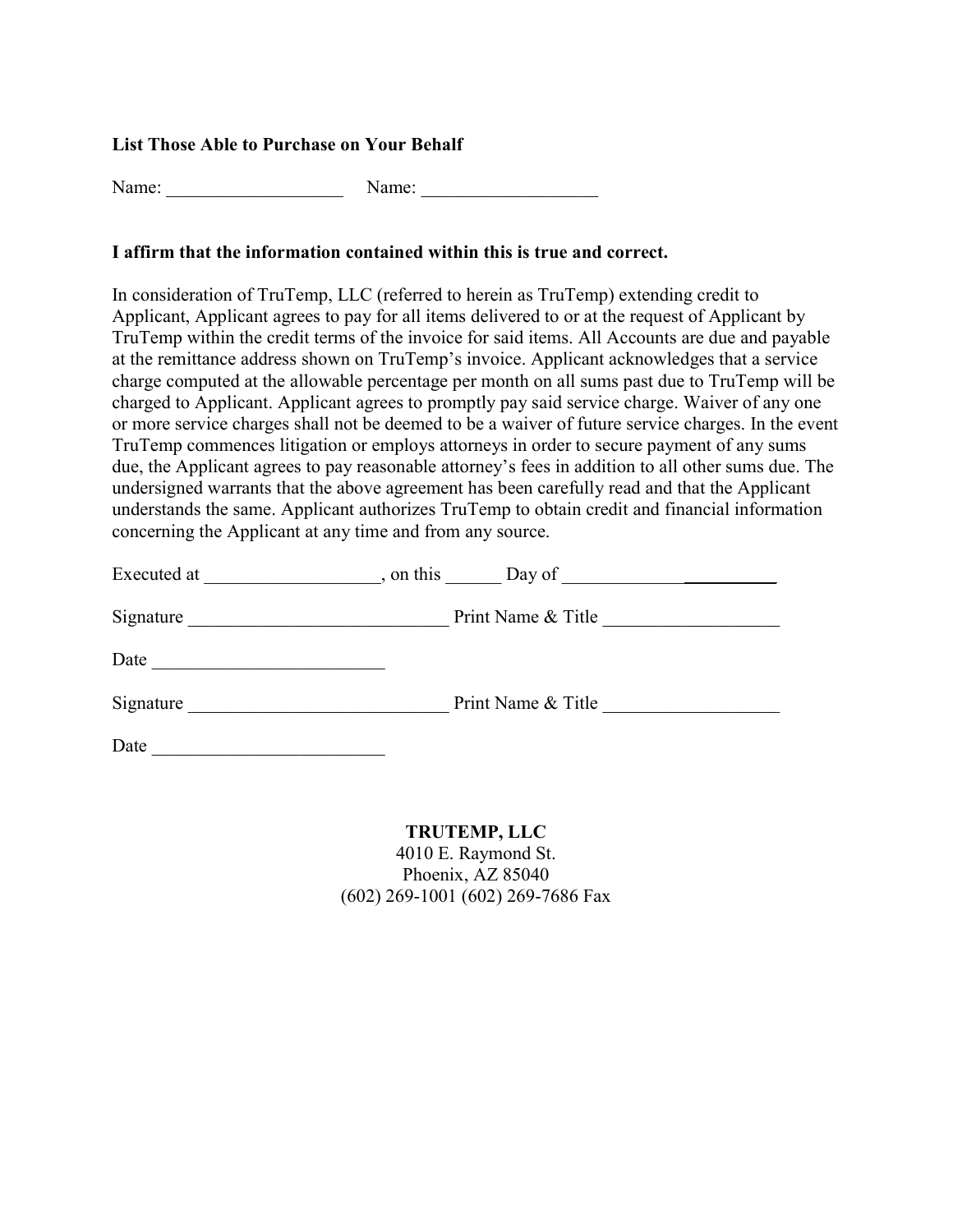**List Those Able to Purchase on Your Behalf**

Name: ___________________ Name: ___________________

**I affirm that the information contained within this is true and correct.**

In consideration of TruTemp, LLC (referred to herein as TruTemp) extending credit to Applicant, Applicant agrees to pay for all items delivered to or at the request of Applicant by TruTemp within the credit terms of the invoice for said items. All Accounts are due and payable at the remittance address shown on TruTemp's invoice. Applicant acknowledges that a service charge computed at the allowable percentage per month on all sums past due to TruTemp will be charged to Applicant. Applicant agrees to promptly pay said service charge. Waiver of any one or more service charges shall not be deemed to be a waiver of future service charges. In the event TruTemp commences litigation or employs attorneys in order to secure payment of any sums due, the Applicant agrees to pay reasonable attorney's fees in addition to all other sums due. The undersigned warrants that the above agreement has been carefully read and that the Applicant understands the same. Applicant authorizes TruTemp to obtain credit and financial information concerning the Applicant at any time and from any source.

Executed at __________________, on this ______ Day of _______________________

Signature ____________________________ Print Name & Title __________________

Date _________________________

Signature ____________________________ Print Name & Title __________________

Date _________________________

**TRUTEMP, LLC**
4010 E. Raymond St.
Phoenix, AZ 85040
(602) 269-1001 (602) 269-7686 Fax